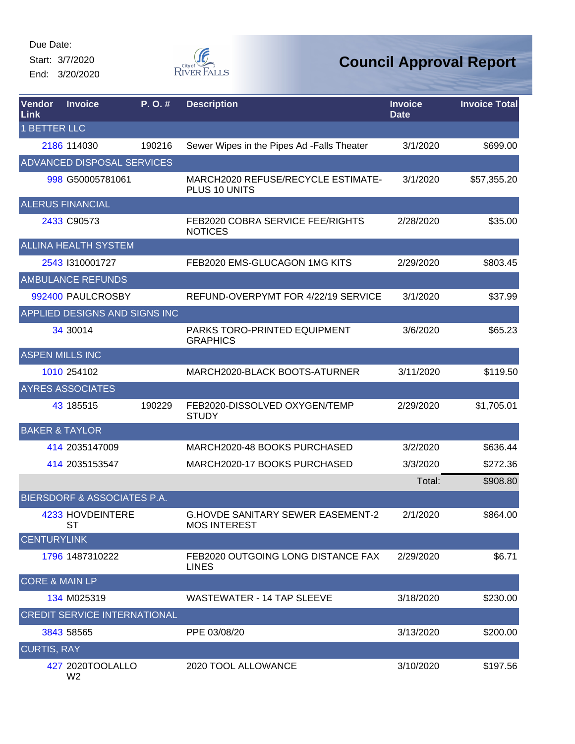Due Date:
Start: 3/7/2020
End: 3/20/2020

City of River Falls

# Council Approval Report

| Vendor Link | Invoice | P. O. # | Description | Invoice Date | Invoice Total |
|---|---|---|---|---|---|
| 1 BETTER LLC | | | | | |
| 2186 | 114030 | 190216 | Sewer Wipes in the Pipes Ad -Falls Theater | 3/1/2020 | $699.00 |
| ADVANCED DISPOSAL SERVICES | | | | | |
| 998 | G50005781061 | | MARCH2020 REFUSE/RECYCLE ESTIMATE-PLUS 10 UNITS | 3/1/2020 | $57,355.20 |
| ALERUS FINANCIAL | | | | | |
| 2433 | C90573 | | FEB2020 COBRA SERVICE FEE/RIGHTS NOTICES | 2/28/2020 | $35.00 |
| ALLINA HEALTH SYSTEM | | | | | |
| 2543 | I310001727 | | FEB2020 EMS-GLUCAGON 1MG KITS | 2/29/2020 | $803.45 |
| AMBULANCE REFUNDS | | | | | |
| 992400 | PAULCROSBY | | REFUND-OVERPYMT FOR 4/22/19 SERVICE | 3/1/2020 | $37.99 |
| APPLIED DESIGNS AND SIGNS INC | | | | | |
| 34 | 30014 | | PARKS TORO-PRINTED EQUIPMENT GRAPHICS | 3/6/2020 | $65.23 |
| ASPEN MILLS INC | | | | | |
| 1010 | 254102 | | MARCH2020-BLACK BOOTS-ATURNER | 3/11/2020 | $119.50 |
| AYRES ASSOCIATES | | | | | |
| 43 | 185515 | 190229 | FEB2020-DISSOLVED OXYGEN/TEMP STUDY | 2/29/2020 | $1,705.01 |
| BAKER & TAYLOR | | | | | |
| 414 | 2035147009 | | MARCH2020-48 BOOKS PURCHASED | 3/2/2020 | $636.44 |
| 414 | 2035153547 | | MARCH2020-17 BOOKS PURCHASED | 3/3/2020 | $272.36 |
| | | | | Total: | $908.80 |
| BIERSDORF & ASSOCIATES P.A. | | | | | |
| 4233 | HOVDEINTEREST | | G.HOVDE SANITARY SEWER EASEMENT-2 MOS INTEREST | 2/1/2020 | $864.00 |
| CENTURYLINK | | | | | |
| 1796 | 1487310222 | | FEB2020 OUTGOING LONG DISTANCE FAX LINES | 2/29/2020 | $6.71 |
| CORE & MAIN LP | | | | | |
| 134 | M025319 | | WASTEWATER - 14 TAP SLEEVE | 3/18/2020 | $230.00 |
| CREDIT SERVICE INTERNATIONAL | | | | | |
| 3843 | 58565 | | PPE 03/08/20 | 3/13/2020 | $200.00 |
| CURTIS, RAY | | | | | |
| 427 | 2020TOOLALLOW2 | | 2020 TOOL ALLOWANCE | 3/10/2020 | $197.56 |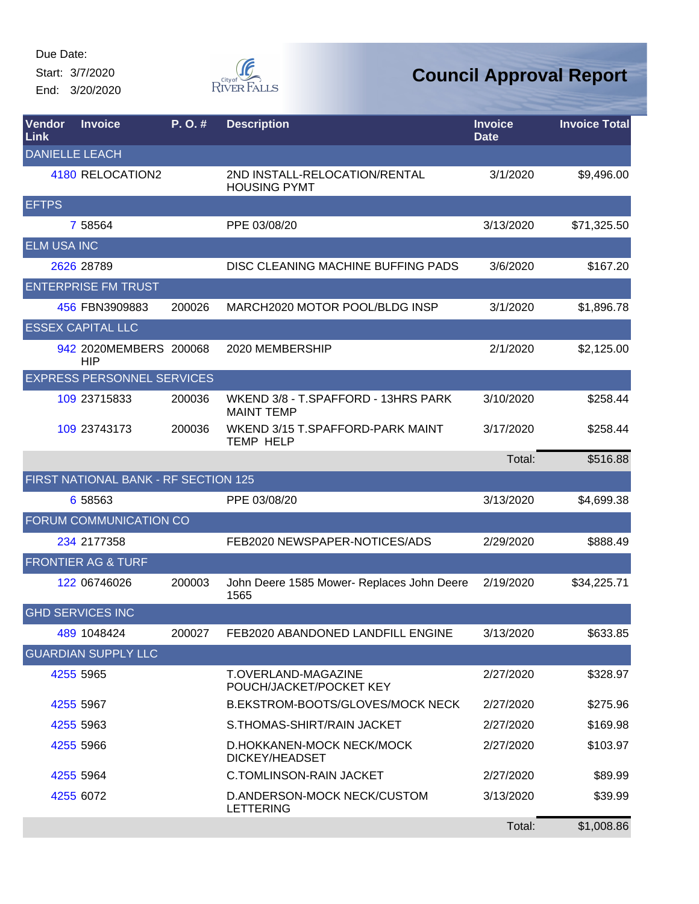Due Date:
Start: 3/7/2020
End: 3/20/2020

City of River Falls

# Council Approval Report

| Vendor Link | Invoice | P. O. # | Description | Invoice Date | Invoice Total |
|---|---|---|---|---|---|
| DANIELLE LEACH | | | | | |
| 4180 | RELOCATION2 | | 2ND INSTALL-RELOCATION/RENTAL HOUSING PYMT | 3/1/2020 | $9,496.00 |
| EFTPS | | | | | |
| 7 | 58564 | | PPE 03/08/20 | 3/13/2020 | $71,325.50 |
| ELM USA INC | | | | | |
| 2626 | 28789 | | DISC CLEANING MACHINE BUFFING PADS | 3/6/2020 | $167.20 |
| ENTERPRISE FM TRUST | | | | | |
| 456 | FBN3909883 | 200026 | MARCH2020 MOTOR POOL/BLDG INSP | 3/1/2020 | $1,896.78 |
| ESSEX CAPITAL LLC | | | | | |
| 942 | 2020MEMBERSHIP | 200068 | 2020 MEMBERSHIP | 2/1/2020 | $2,125.00 |
| EXPRESS PERSONNEL SERVICES | | | | | |
| 109 | 23715833 | 200036 | WKEND 3/8 - T.SPAFFORD - 13HRS PARK MAINT TEMP | 3/10/2020 | $258.44 |
| 109 | 23743173 | 200036 | WKEND 3/15 T.SPAFFORD-PARK MAINT TEMP HELP | 3/17/2020 | $258.44 |
| | | | | Total: | $516.88 |
| FIRST NATIONAL BANK - RF SECTION 125 | | | | | |
| 6 | 58563 | | PPE 03/08/20 | 3/13/2020 | $4,699.38 |
| FORUM COMMUNICATION CO | | | | | |
| 234 | 2177358 | | FEB2020 NEWSPAPER-NOTICES/ADS | 2/29/2020 | $888.49 |
| FRONTIER AG & TURF | | | | | |
| 122 | 06746026 | 200003 | John Deere 1585 Mower- Replaces John Deere 1565 | 2/19/2020 | $34,225.71 |
| GHD SERVICES INC | | | | | |
| 489 | 1048424 | 200027 | FEB2020 ABANDONED LANDFILL ENGINE | 3/13/2020 | $633.85 |
| GUARDIAN SUPPLY LLC | | | | | |
| 4255 | 5965 | | T.OVERLAND-MAGAZINE POUCH/JACKET/POCKET KEY | 2/27/2020 | $328.97 |
| 4255 | 5967 | | B.EKSTROM-BOOTS/GLOVES/MOCK NECK | 2/27/2020 | $275.96 |
| 4255 | 5963 | | S.THOMAS-SHIRT/RAIN JACKET | 2/27/2020 | $169.98 |
| 4255 | 5966 | | D.HOKKANEN-MOCK NECK/MOCK DICKEY/HEADSET | 2/27/2020 | $103.97 |
| 4255 | 5964 | | C.TOMLINSON-RAIN JACKET | 2/27/2020 | $89.99 |
| 4255 | 6072 | | D.ANDERSON-MOCK NECK/CUSTOM LETTERING | 3/13/2020 | $39.99 |
| | | | | Total: | $1,008.86 |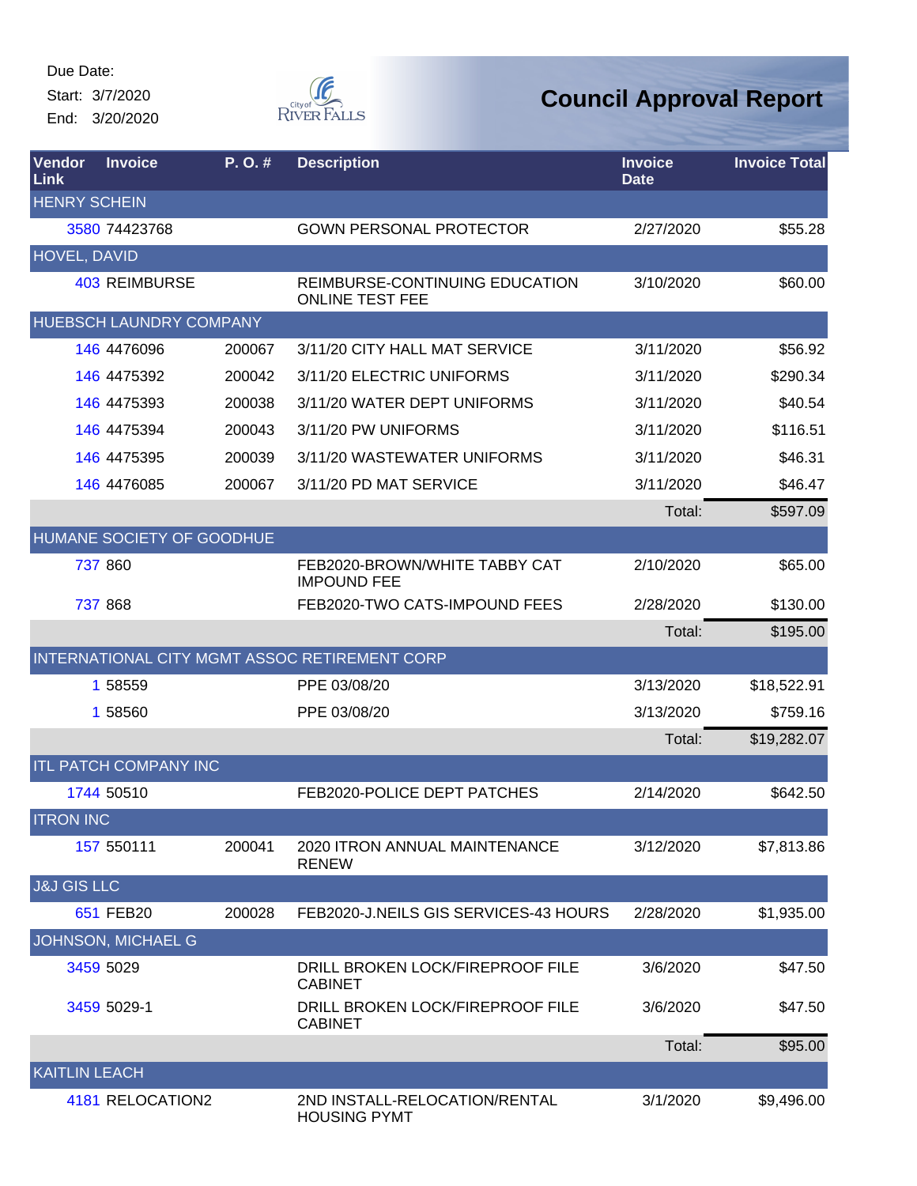Due Date:
Start: 3/7/2020
End: 3/20/2020

# Council Approval Report

| Vendor Link | Invoice | P. O. # | Description | Invoice Date | Invoice Total |
|---|---|---|---|---|---|
| HENRY SCHEIN | | | | | |
| 3580 | 74423768 | | GOWN PERSONAL PROTECTOR | 2/27/2020 | $55.28 |
| HOVEL, DAVID | | | | | |
| 403 | REIMBURSE | | REIMBURSE-CONTINUING EDUCATION ONLINE TEST FEE | 3/10/2020 | $60.00 |
| HUEBSCH LAUNDRY COMPANY | | | | | |
| 146 | 4476096 | 200067 | 3/11/20 CITY HALL MAT SERVICE | 3/11/2020 | $56.92 |
| 146 | 4475392 | 200042 | 3/11/20 ELECTRIC UNIFORMS | 3/11/2020 | $290.34 |
| 146 | 4475393 | 200038 | 3/11/20 WATER DEPT UNIFORMS | 3/11/2020 | $40.54 |
| 146 | 4475394 | 200043 | 3/11/20 PW UNIFORMS | 3/11/2020 | $116.51 |
| 146 | 4475395 | 200039 | 3/11/20 WASTEWATER UNIFORMS | 3/11/2020 | $46.31 |
| 146 | 4476085 | 200067 | 3/11/20 PD MAT SERVICE | 3/11/2020 | $46.47 |
| | | | | Total: | $597.09 |
| HUMANE SOCIETY OF GOODHUE | | | | | |
| 737 | 860 | | FEB2020-BROWN/WHITE TABBY CAT IMPOUND FEE | 2/10/2020 | $65.00 |
| 737 | 868 | | FEB2020-TWO CATS-IMPOUND FEES | 2/28/2020 | $130.00 |
| | | | | Total: | $195.00 |
| INTERNATIONAL CITY MGMT ASSOC RETIREMENT CORP | | | | | |
| 1 | 58559 | | PPE 03/08/20 | 3/13/2020 | $18,522.91 |
| 1 | 58560 | | PPE 03/08/20 | 3/13/2020 | $759.16 |
| | | | | Total: | $19,282.07 |
| ITL PATCH COMPANY INC | | | | | |
| 1744 | 50510 | | FEB2020-POLICE DEPT PATCHES | 2/14/2020 | $642.50 |
| ITRON INC | | | | | |
| 157 | 550111 | 200041 | 2020 ITRON ANNUAL MAINTENANCE RENEW | 3/12/2020 | $7,813.86 |
| J&J GIS LLC | | | | | |
| 651 | FEB20 | 200028 | FEB2020-J.NEILS GIS SERVICES-43 HOURS | 2/28/2020 | $1,935.00 |
| JOHNSON, MICHAEL G | | | | | |
| 3459 | 5029 | | DRILL BROKEN LOCK/FIREPROOF FILE CABINET | 3/6/2020 | $47.50 |
| 3459 | 5029-1 | | DRILL BROKEN LOCK/FIREPROOF FILE CABINET | 3/6/2020 | $47.50 |
| | | | | Total: | $95.00 |
| KAITLIN LEACH | | | | | |
| 4181 | RELOCATION2 | | 2ND INSTALL-RELOCATION/RENTAL HOUSING PYMT | 3/1/2020 | $9,496.00 |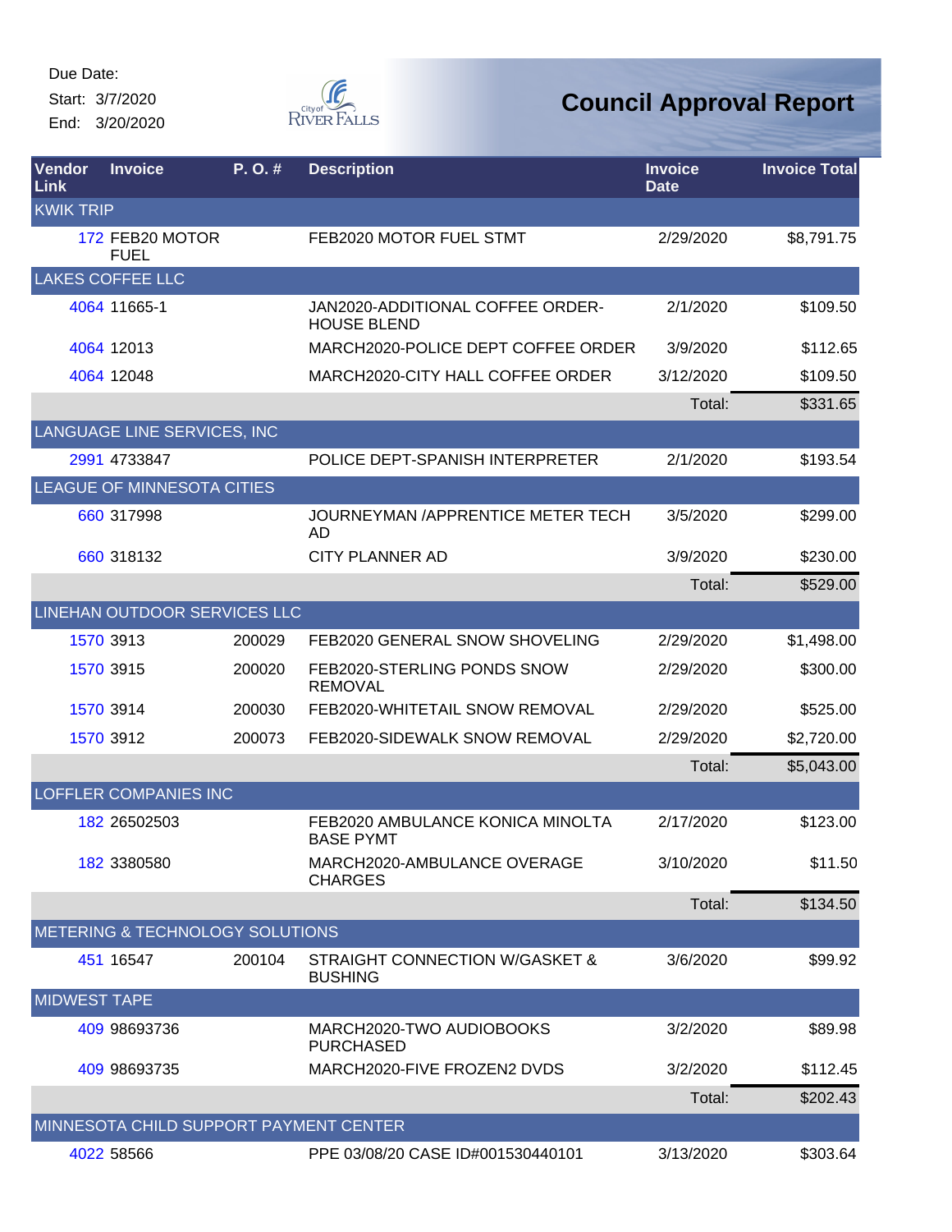Due Date:

Start: 3/7/2020

End: 3/20/2020

# Council Approval Report

| Vendor Link | Invoice | P. O. # | Description | Invoice Date | Invoice Total |
|---|---|---|---|---|---|
| KWIK TRIP | | | | | |
| 172 | FEB20 MOTOR FUEL | | FEB2020 MOTOR FUEL STMT | 2/29/2020 | $8,791.75 |
| LAKES COFFEE LLC | | | | | |
| 4064 | 11665-1 | | JAN2020-ADDITIONAL COFFEE ORDER-HOUSE BLEND | 2/1/2020 | $109.50 |
| 4064 | 12013 | | MARCH2020-POLICE DEPT COFFEE ORDER | 3/9/2020 | $112.65 |
| 4064 | 12048 | | MARCH2020-CITY HALL COFFEE ORDER | 3/12/2020 | $109.50 |
| | | | | Total: | $331.65 |
| LANGUAGE LINE SERVICES, INC | | | | | |
| 2991 | 4733847 | | POLICE DEPT-SPANISH INTERPRETER | 2/1/2020 | $193.54 |
| LEAGUE OF MINNESOTA CITIES | | | | | |
| 660 | 317998 | | JOURNEYMAN /APPRENTICE METER TECH AD | 3/5/2020 | $299.00 |
| 660 | 318132 | | CITY PLANNER AD | 3/9/2020 | $230.00 |
| | | | | Total: | $529.00 |
| LINEHAN OUTDOOR SERVICES LLC | | | | | |
| 1570 | 3913 | 200029 | FEB2020 GENERAL SNOW SHOVELING | 2/29/2020 | $1,498.00 |
| 1570 | 3915 | 200020 | FEB2020-STERLING PONDS SNOW REMOVAL | 2/29/2020 | $300.00 |
| 1570 | 3914 | 200030 | FEB2020-WHITETAIL SNOW REMOVAL | 2/29/2020 | $525.00 |
| 1570 | 3912 | 200073 | FEB2020-SIDEWALK SNOW REMOVAL | 2/29/2020 | $2,720.00 |
| | | | | Total: | $5,043.00 |
| LOFFLER COMPANIES INC | | | | | |
| 182 | 26502503 | | FEB2020 AMBULANCE KONICA MINOLTA BASE PYMT | 2/17/2020 | $123.00 |
| 182 | 3380580 | | MARCH2020-AMBULANCE OVERAGE CHARGES | 3/10/2020 | $11.50 |
| | | | | Total: | $134.50 |
| METERING & TECHNOLOGY SOLUTIONS | | | | | |
| 451 | 16547 | 200104 | STRAIGHT CONNECTION W/GASKET & BUSHING | 3/6/2020 | $99.92 |
| MIDWEST TAPE | | | | | |
| 409 | 98693736 | | MARCH2020-TWO AUDIOBOOKS PURCHASED | 3/2/2020 | $89.98 |
| 409 | 98693735 | | MARCH2020-FIVE FROZEN2 DVDS | 3/2/2020 | $112.45 |
| | | | | Total: | $202.43 |
| MINNESOTA CHILD SUPPORT PAYMENT CENTER | | | | | |
| 4022 | 58566 | | PPE 03/08/20 CASE ID#001530440101 | 3/13/2020 | $303.64 |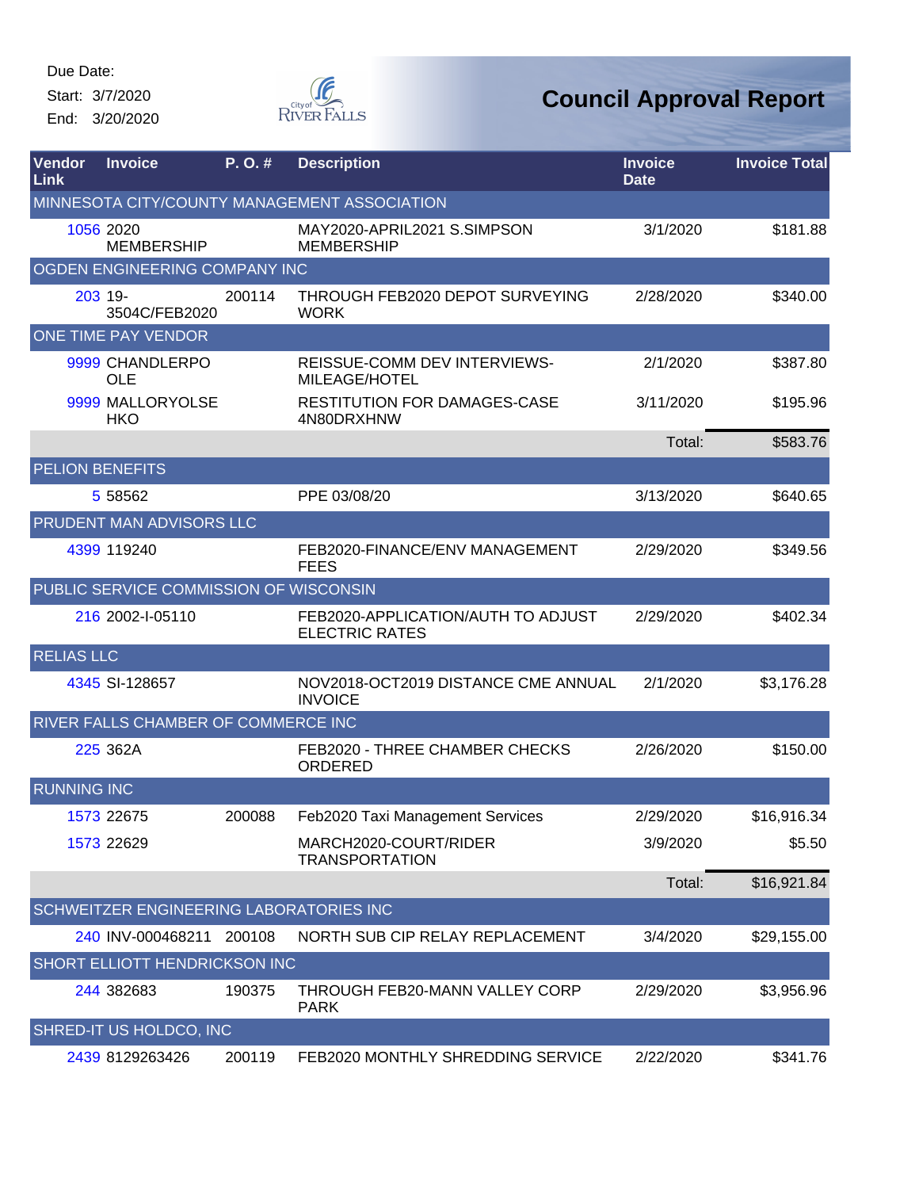Due Date:
Start: 3/7/2020
End: 3/20/2020

City of River Falls

# Council Approval Report

| Vendor Link | Invoice | P. O. # | Description | Invoice Date | Invoice Total |
|---|---|---|---|---|---|
| MINNESOTA CITY/COUNTY MANAGEMENT ASSOCIATION | | | | | |
| 1056 | 2020 MEMBERSHIP | | MAY2020-APRIL2021 S.SIMPSON MEMBERSHIP | 3/1/2020 | $181.88 |
| OGDEN ENGINEERING COMPANY INC | | | | | |
| 203 | 19-3504C/FEB2020 | 200114 | THROUGH FEB2020 DEPOT SURVEYING WORK | 2/28/2020 | $340.00 |
| ONE TIME PAY VENDOR | | | | | |
| 9999 | CHANDLERPOOLE | | REISSUE-COMM DEV INTERVIEWS-MILEAGE/HOTEL | 2/1/2020 | $387.80 |
| 9999 | MALLORYOLSEHKO | | RESTITUTION FOR DAMAGES-CASE 4N80DRXHNW | 3/11/2020 | $195.96 |
| | | | | Total: | $583.76 |
| PELION BENEFITS | | | | | |
| 5 | 58562 | | PPE 03/08/20 | 3/13/2020 | $640.65 |
| PRUDENT MAN ADVISORS LLC | | | | | |
| 4399 | 119240 | | FEB2020-FINANCE/ENV MANAGEMENT FEES | 2/29/2020 | $349.56 |
| PUBLIC SERVICE COMMISSION OF WISCONSIN | | | | | |
| 216 | 2002-I-05110 | | FEB2020-APPLICATION/AUTH TO ADJUST ELECTRIC RATES | 2/29/2020 | $402.34 |
| RELIAS LLC | | | | | |
| 4345 | SI-128657 | | NOV2018-OCT2019 DISTANCE CME ANNUAL INVOICE | 2/1/2020 | $3,176.28 |
| RIVER FALLS CHAMBER OF COMMERCE INC | | | | | |
| 225 | 362A | | FEB2020 - THREE CHAMBER CHECKS ORDERED | 2/26/2020 | $150.00 |
| RUNNING INC | | | | | |
| 1573 | 22675 | 200088 | Feb2020 Taxi Management Services | 2/29/2020 | $16,916.34 |
| 1573 | 22629 | | MARCH2020-COURT/RIDER TRANSPORTATION | 3/9/2020 | $5.50 |
| | | | | Total: | $16,921.84 |
| SCHWEITZER ENGINEERING LABORATORIES INC | | | | | |
| 240 | INV-000468211 | 200108 | NORTH SUB CIP RELAY REPLACEMENT | 3/4/2020 | $29,155.00 |
| SHORT ELLIOTT HENDRICKSON INC | | | | | |
| 244 | 382683 | 190375 | THROUGH FEB20-MANN VALLEY CORP PARK | 2/29/2020 | $3,956.96 |
| SHRED-IT US HOLDCO, INC | | | | | |
| 2439 | 8129263426 | 200119 | FEB2020 MONTHLY SHREDDING SERVICE | 2/22/2020 | $341.76 |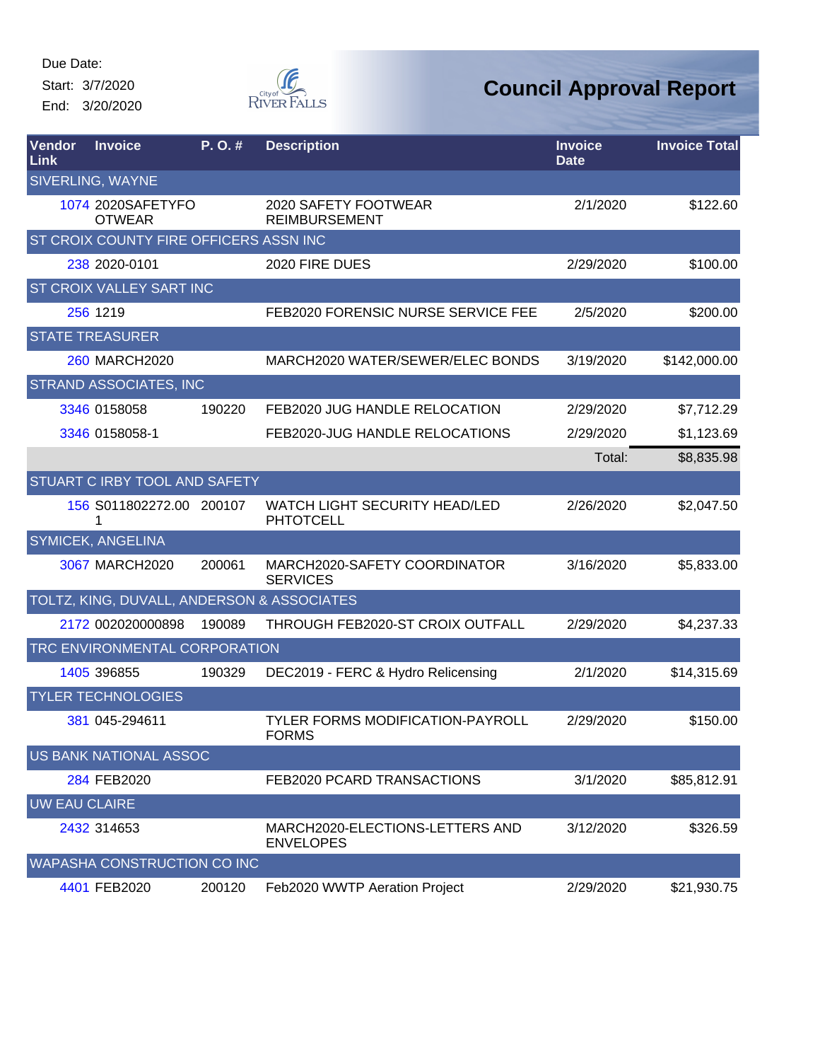Due Date:
Start: 3/7/2020
End: 3/20/2020

# Council Approval Report

| Vendor Link | Invoice | P. O. # | Description | Invoice Date | Invoice Total |
|---|---|---|---|---|---|
| SIVERLING, WAYNE | | | | | |
| 1074 | 2020SAFETYFOOTWEAR | | 2020 SAFETY FOOTWEAR REIMBURSEMENT | 2/1/2020 | $122.60 |
| ST CROIX COUNTY FIRE OFFICERS ASSN INC | | | | | |
| 238 | 2020-0101 | | 2020 FIRE DUES | 2/29/2020 | $100.00 |
| ST CROIX VALLEY SART INC | | | | | |
| 256 | 1219 | | FEB2020 FORENSIC NURSE SERVICE FEE | 2/5/2020 | $200.00 |
| STATE TREASURER | | | | | |
| 260 | MARCH2020 | | MARCH2020 WATER/SEWER/ELEC BONDS | 3/19/2020 | $142,000.00 |
| STRAND ASSOCIATES, INC | | | | | |
| 3346 | 0158058 | 190220 | FEB2020 JUG HANDLE RELOCATION | 2/29/2020 | $7,712.29 |
| 3346 | 0158058-1 | | FEB2020-JUG HANDLE RELOCATIONS | 2/29/2020 | $1,123.69 |
| | | | | Total: | $8,835.98 |
| STUART C IRBY TOOL AND SAFETY | | | | | |
| 156 | S011802272.001 | 200107 | WATCH LIGHT SECURITY HEAD/LED PHTOTCELL | 2/26/2020 | $2,047.50 |
| SYMICEK, ANGELINA | | | | | |
| 3067 | MARCH2020 | 200061 | MARCH2020-SAFETY COORDINATOR SERVICES | 3/16/2020 | $5,833.00 |
| TOLTZ, KING, DUVALL, ANDERSON & ASSOCIATES | | | | | |
| 2172 | 002020000898 | 190089 | THROUGH FEB2020-ST CROIX OUTFALL | 2/29/2020 | $4,237.33 |
| TRC ENVIRONMENTAL CORPORATION | | | | | |
| 1405 | 396855 | 190329 | DEC2019 - FERC & Hydro Relicensing | 2/1/2020 | $14,315.69 |
| TYLER TECHNOLOGIES | | | | | |
| 381 | 045-294611 | | TYLER FORMS MODIFICATION-PAYROLL FORMS | 2/29/2020 | $150.00 |
| US BANK NATIONAL ASSOC | | | | | |
| 284 | FEB2020 | | FEB2020 PCARD TRANSACTIONS | 3/1/2020 | $85,812.91 |
| UW EAU CLAIRE | | | | | |
| 2432 | 314653 | | MARCH2020-ELECTIONS-LETTERS AND ENVELOPES | 3/12/2020 | $326.59 |
| WAPASHA CONSTRUCTION CO INC | | | | | |
| 4401 | FEB2020 | 200120 | Feb2020 WWTP Aeration Project | 2/29/2020 | $21,930.75 |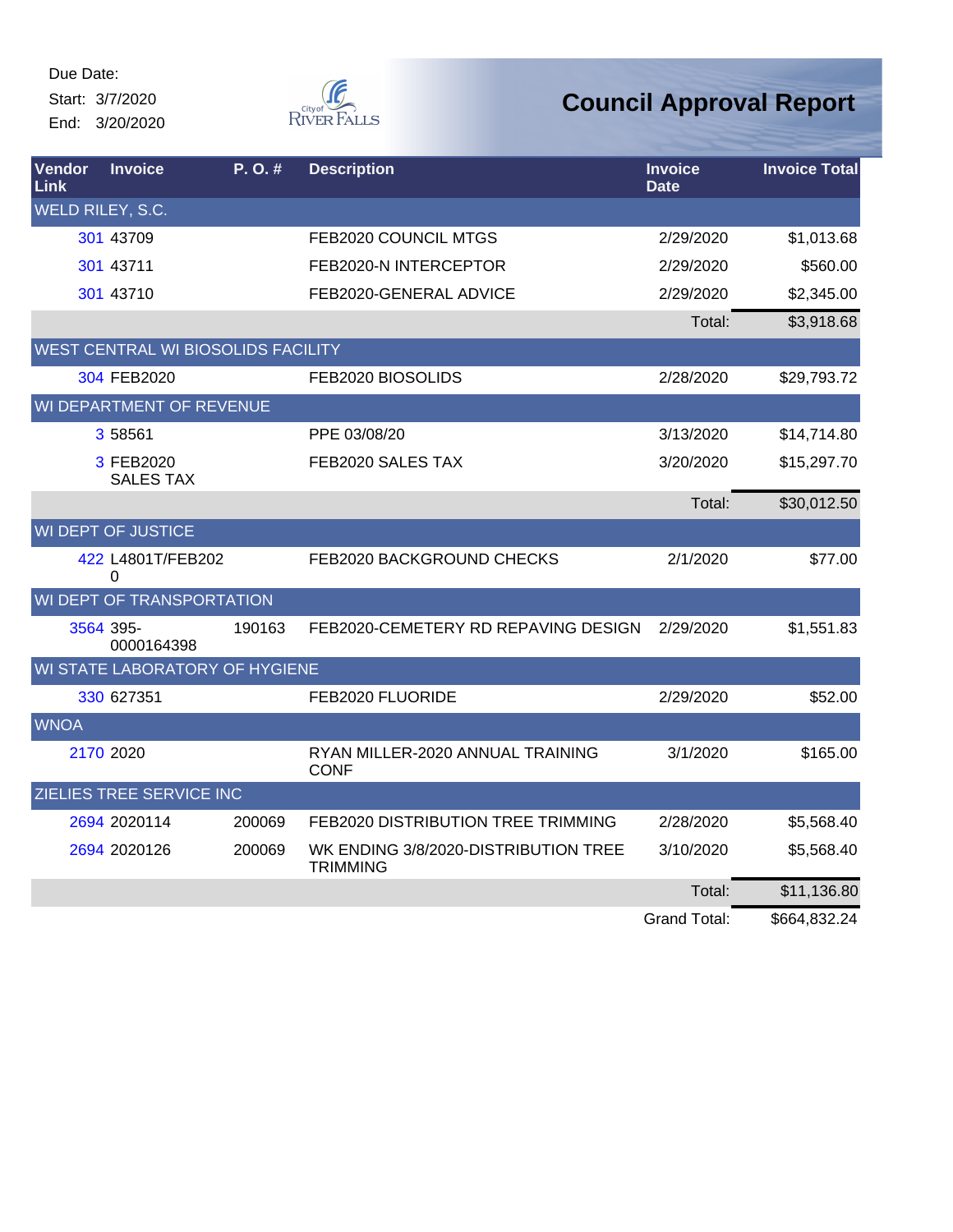Due Date:
Start: 3/7/2020
End: 3/20/2020

# Council Approval Report

| Vendor Link | Invoice | P. O. # | Description | Invoice Date | Invoice Total |
|---|---|---|---|---|---|
| WELD RILEY, S.C. | | | | | |
| 301 | 43709 | | FEB2020 COUNCIL MTGS | 2/29/2020 | $1,013.68 |
| 301 | 43711 | | FEB2020-N INTERCEPTOR | 2/29/2020 | $560.00 |
| 301 | 43710 | | FEB2020-GENERAL ADVICE | 2/29/2020 | $2,345.00 |
| | | | | Total: | $3,918.68 |
| WEST CENTRAL WI BIOSOLIDS FACILITY | | | | | |
| 304 | FEB2020 | | FEB2020 BIOSOLIDS | 2/28/2020 | $29,793.72 |
| WI DEPARTMENT OF REVENUE | | | | | |
| 3 | 58561 | | PPE 03/08/20 | 3/13/2020 | $14,714.80 |
| 3 | FEB2020 SALES TAX | | FEB2020 SALES TAX | 3/20/2020 | $15,297.70 |
| | | | | Total: | $30,012.50 |
| WI DEPT OF JUSTICE | | | | | |
| 422 | L4801T/FEB2020 | | FEB2020 BACKGROUND CHECKS | 2/1/2020 | $77.00 |
| WI DEPT OF TRANSPORTATION | | | | | |
| 3564 | 395-0000164398 | 190163 | FEB2020-CEMETERY RD REPAVING DESIGN | 2/29/2020 | $1,551.83 |
| WI STATE LABORATORY OF HYGIENE | | | | | |
| 330 | 627351 | | FEB2020 FLUORIDE | 2/29/2020 | $52.00 |
| WNOA | | | | | |
| 2170 | 2020 | | RYAN MILLER-2020 ANNUAL TRAINING CONF | 3/1/2020 | $165.00 |
| ZIELIES TREE SERVICE INC | | | | | |
| 2694 | 2020114 | 200069 | FEB2020 DISTRIBUTION TREE TRIMMING | 2/28/2020 | $5,568.40 |
| 2694 | 2020126 | 200069 | WK ENDING 3/8/2020-DISTRIBUTION TREE TRIMMING | 3/10/2020 | $5,568.40 |
| | | | | Total: | $11,136.80 |
| | | | | Grand Total: | $664,832.24 |